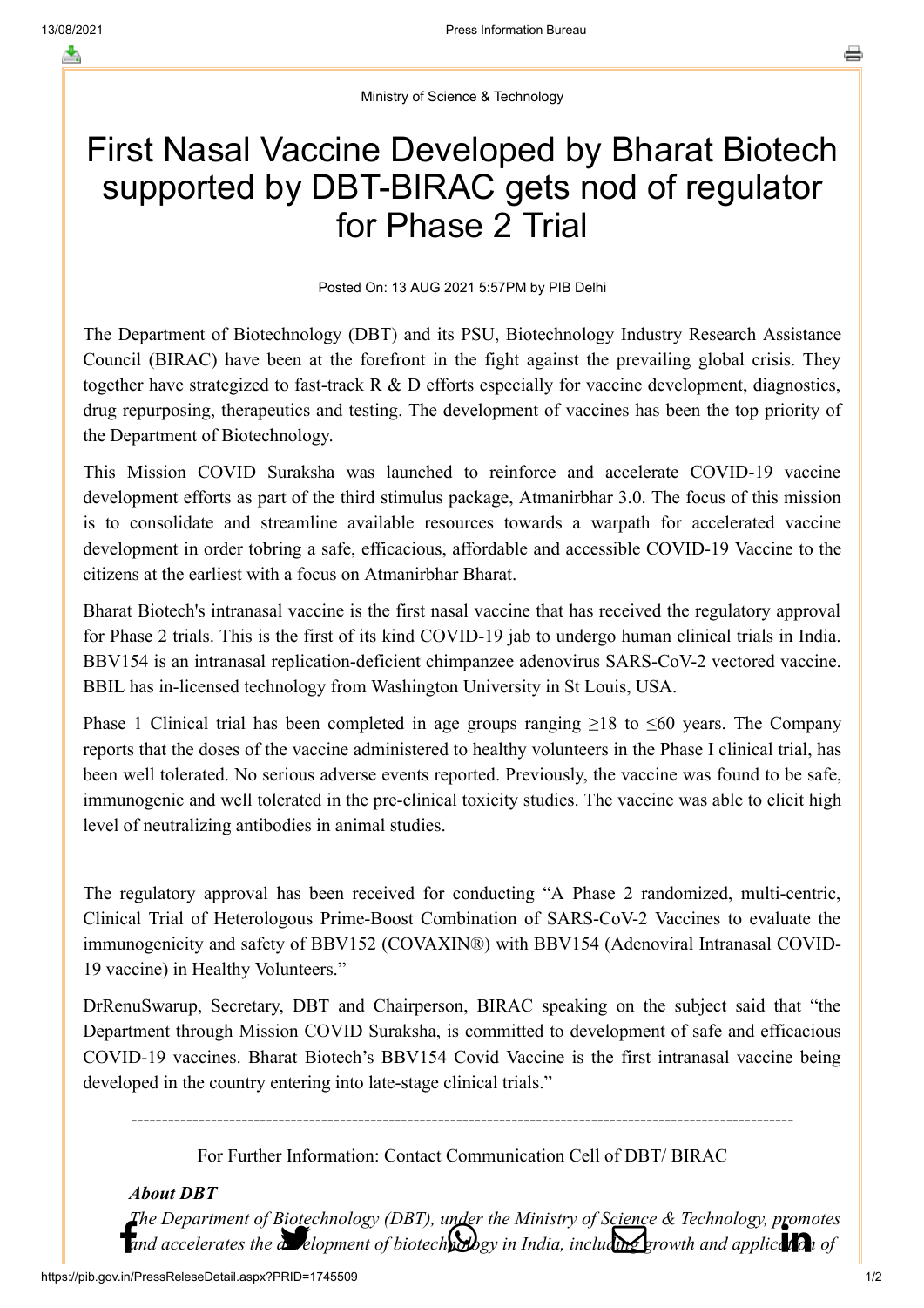Ministry of Science & Technology

# First Nasal Vaccine Developed by Bharat Biotech supported by DBT-BIRAC gets nod of regulator for Phase 2 Trial

Posted On: 13 AUG 2021 5:57PM by PIB Delhi

The Department of Biotechnology (DBT) and its PSU, Biotechnology Industry Research Assistance Council (BIRAC) have been at the forefront in the fight against the prevailing global crisis. They together have strategized to fast-track R & D efforts especially for vaccine development, diagnostics, drug repurposing, therapeutics and testing. The development of vaccines has been the top priority of the Department of Biotechnology.

This Mission COVID Suraksha was launched to reinforce and accelerate COVID-19 vaccine development efforts as part of the third stimulus package, Atmanirbhar 3.0. The focus of this mission is to consolidate and streamline available resources towards a warpath for accelerated vaccine development in order tobring a safe, efficacious, affordable and accessible COVID-19 Vaccine to the citizens at the earliest with a focus on Atmanirbhar Bharat.

Bharat Biotech's intranasal vaccine is the first nasal vaccine that has received the regulatory approval for Phase 2 trials. This is the first of its kind COVID-19 jab to undergo human clinical trials in India. BBV154 is an intranasal replication-deficient chimpanzee adenovirus SARS-CoV-2 vectored vaccine. BBIL has in-licensed technology from Washington University in St Louis, USA.

Phase 1 Clinical trial has been completed in age groups ranging ≥18 to ≤60 years. The Company reports that the doses of the vaccine administered to healthy volunteers in the Phase I clinical trial, has been well tolerated. No serious adverse events reported. Previously, the vaccine was found to be safe, immunogenic and well tolerated in the pre-clinical toxicity studies. The vaccine was able to elicit high level of neutralizing antibodies in animal studies.

The regulatory approval has been received for conducting "A Phase 2 randomized, multi-centric, Clinical Trial of Heterologous Prime-Boost Combination of SARS-CoV-2 Vaccines to evaluate the immunogenicity and safety of BBV152 (COVAXIN®) with BBV154 (Adenoviral Intranasal COVID-19 vaccine) in Healthy Volunteers."

DrRenuSwarup, Secretary, DBT and Chairperson, BIRAC speaking on the subject said that "the Department through Mission COVID Suraksha, is committed to development of safe and efficacious COVID-19 vaccines. Bharat Biotech's BBV154 Covid Vaccine is the first intranasal vaccine being developed in the country entering into late-stage clinical trials."

---

For Further Information: Contact Communication Cell of DBT/ BIRAC

***About DBT***

*The Department of Biotechnology (DBT), under the Ministry of Science & Technology, promotes and accelerates the development of biotechnology in India, including growth and application of*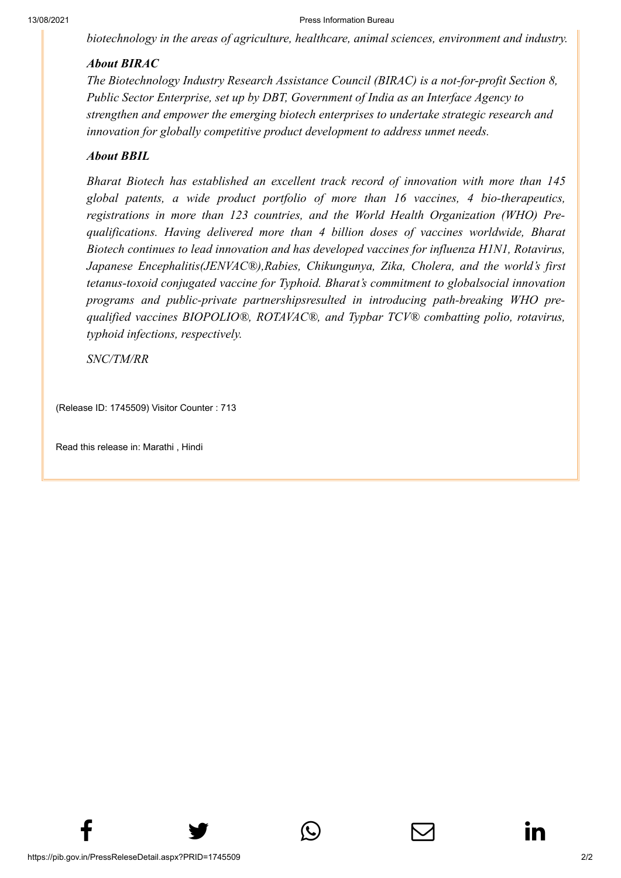*biotechnology in the areas of agriculture, healthcare, animal sciences, environment and industry.*

***About BIRAC***

*The Biotechnology Industry Research Assistance Council (BIRAC) is a not-for-profit Section 8, Public Sector Enterprise, set up by DBT, Government of India as an Interface Agency to strengthen and empower the emerging biotech enterprises to undertake strategic research and innovation for globally competitive product development to address unmet needs.*

***About BBIL***

*Bharat Biotech has established an excellent track record of innovation with more than 145 global patents, a wide product portfolio of more than 16 vaccines, 4 bio-therapeutics, registrations in more than 123 countries, and the World Health Organization (WHO) Pre-qualifications. Having delivered more than 4 billion doses of vaccines worldwide, Bharat Biotech continues to lead innovation and has developed vaccines for influenza H1N1, Rotavirus, Japanese Encephalitis(JENVAC®),Rabies, Chikungunya, Zika, Cholera, and the world's first tetanus-toxoid conjugated vaccine for Typhoid. Bharat's commitment to globalsocial innovation programs and public-private partnershipsresulted in introducing path-breaking WHO pre-qualified vaccines BIOPOLIO®, ROTAVAC®, and Typbar TCV® combatting polio, rotavirus, typhoid infections, respectively.*

*SNC/TM/RR*

(Release ID: 1745509) Visitor Counter : 713

Read this release in: Marathi , Hindi